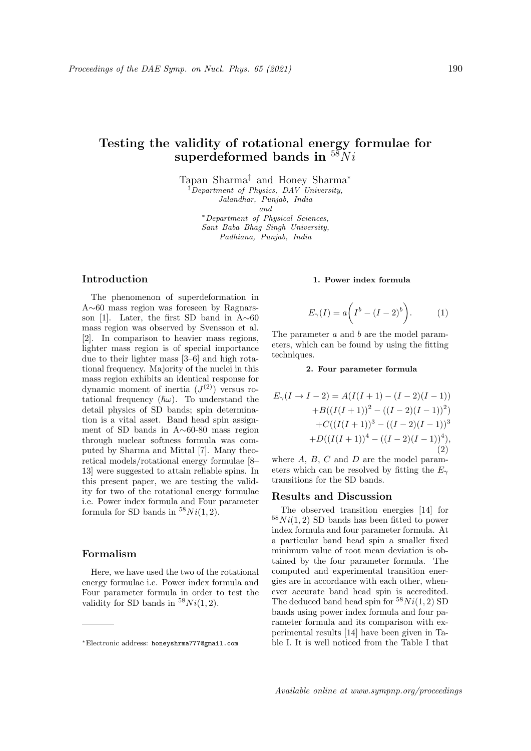# Testing the validity of rotational energy formulae for superdeformed bands in $^{58}Ni$

Tapan Sharma[‡] and Honey Sharma[*]

[‡]*Department of Physics, DAV University, Jalandhar, Punjab, India*
*and*
[*]*Department of Physical Sciences, Sant Baba Bhag Singh University, Padhiana, Punjab, India*

## Introduction

The phenomenon of superdeformation in A∼60 mass region was foreseen by Ragnarsson [1]. Later, the first SD band in A∼60 mass region was observed by Svensson et al. [2]. In comparison to heavier mass regions, lighter mass region is of special importance due to their lighter mass [3–6] and high rotational frequency. Majority of the nuclei in this mass region exhibits an identical response for dynamic moment of inertia ($J^{(2)}$) versus rotational frequency ($\hbar\omega$). To understand the detail physics of SD bands; spin determination is a vital asset. Band head spin assignment of SD bands in A∼60-80 mass region through nuclear softness formula was computed by Sharma and Mittal [7]. Many theoretical models/rotational energy formulae [8–13] were suggested to attain reliable spins. In this present paper, we are testing the validity for two of the rotational energy formulae i.e. Power index formula and Four parameter formula for SD bands in $^{58}Ni(1,2)$.

## Formalism

Here, we have used the two of the rotational energy formulae i.e. Power index formula and Four parameter formula in order to test the validity for SD bands in $^{58}Ni(1,2)$.

**1. Power index formula**

$$E_\gamma(I) = a\bigg(I^b - (I-2)^b\bigg). \qquad (1)$$

The parameter $a$ and $b$ are the model parameters, which can be found by using the fitting techniques.

**2. Four parameter formula**

$$\begin{aligned} E_\gamma(I \to I-2) &= A(I(I+1) - (I-2)(I-1)) \\ &+ B((I(I+1))^2 - ((I-2)(I-1))^2) \\ &+ C((I(I+1))^3 - ((I-2)(I-1))^3 \\ &+ D((I(I+1))^4 - ((I-2)(I-1))^4), \end{aligned} \qquad (2)$$

where $A$, $B$, $C$ and $D$ are the model parameters which can be resolved by fitting the $E_\gamma$ transitions for the SD bands.

## Results and Discussion

The observed transition energies [14] for $^{58}Ni(1,2)$ SD bands has been fitted to power index formula and four parameter formula. At a particular band head spin a smaller fixed minimum value of root mean deviation is obtained by the four parameter formula. The computed and experimental transition energies are in accordance with each other, whenever accurate band head spin is accredited. The deduced band head spin for $^{58}Ni(1,2)$ SD bands using power index formula and four parameter formula and its comparison with experimental results [14] have been given in Table I. It is well noticed from the Table I that

---

*Electronic address: honeyshrma777@gmail.com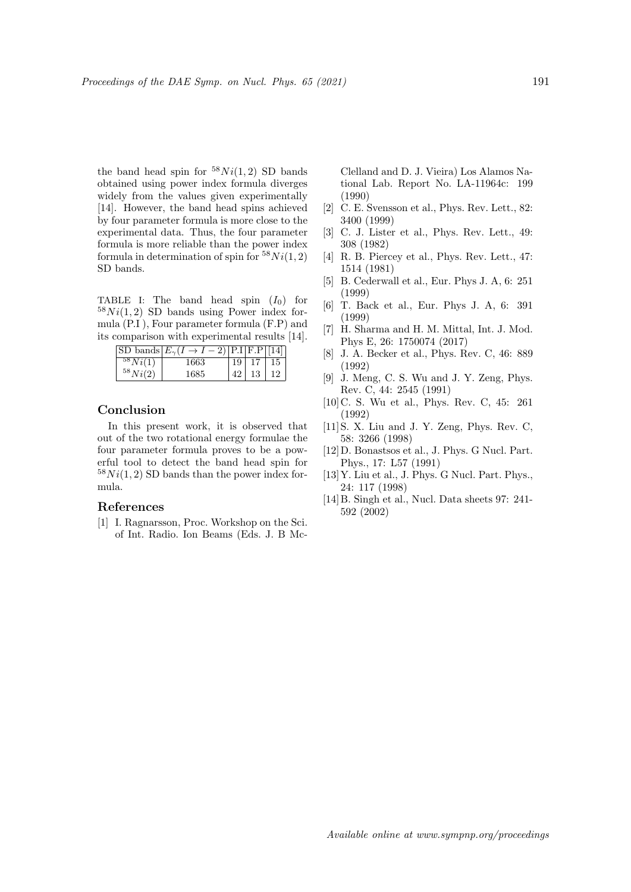the band head spin for $^{58}Ni(1,2)$ SD bands obtained using power index formula diverges widely from the values given experimentally [14]. However, the band head spins achieved by four parameter formula is more close to the experimental data. Thus, the four parameter formula is more reliable than the power index formula in determination of spin for $^{58}Ni(1,2)$ SD bands.

TABLE I: The band head spin ($I_0$) for $^{58}Ni(1,2)$ SD bands using Power index formula (P.I ), Four parameter formula (F.P) and its comparison with experimental results [14].

| SD bands | $E_\gamma(I \rightarrow I-2)$ | P.I | F.P | [14] |
|---|---|---|---|---|
| $^{58}Ni(1)$ | 1663 | 19 | 17 | 15 |
| $^{58}Ni(2)$ | 1685 | 42 | 13 | 12 |

## Conclusion

In this present work, it is observed that out of the two rotational energy formulae the four parameter formula proves to be a powerful tool to detect the band head spin for $^{58}Ni(1,2)$ SD bands than the power index formula.

## References

[1] I. Ragnarsson, Proc. Workshop on the Sci. of Int. Radio. Ion Beams (Eds. J. B McClelland and D. J. Vieira) Los Alamos National Lab. Report No. LA-11964c: 199 (1990)

[2] C. E. Svensson et al., Phys. Rev. Lett., 82: 3400 (1999)

[3] C. J. Lister et al., Phys. Rev. Lett., 49: 308 (1982)

[4] R. B. Piercey et al., Phys. Rev. Lett., 47: 1514 (1981)

[5] B. Cederwall et al., Eur. Phys J. A, 6: 251 (1999)

[6] T. Back et al., Eur. Phys J. A, 6: 391 (1999)

[7] H. Sharma and H. M. Mittal, Int. J. Mod. Phys E, 26: 1750074 (2017)

[8] J. A. Becker et al., Phys. Rev. C, 46: 889 (1992)

[9] J. Meng, C. S. Wu and J. Y. Zeng, Phys. Rev. C, 44: 2545 (1991)

[10] C. S. Wu et al., Phys. Rev. C, 45: 261 (1992)

[11] S. X. Liu and J. Y. Zeng, Phys. Rev. C, 58: 3266 (1998)

[12] D. Bonastsos et al., J. Phys. G Nucl. Part. Phys., 17: L57 (1991)

[13] Y. Liu et al., J. Phys. G Nucl. Part. Phys., 24: 117 (1998)

[14] B. Singh et al., Nucl. Data sheets 97: 241-592 (2002)